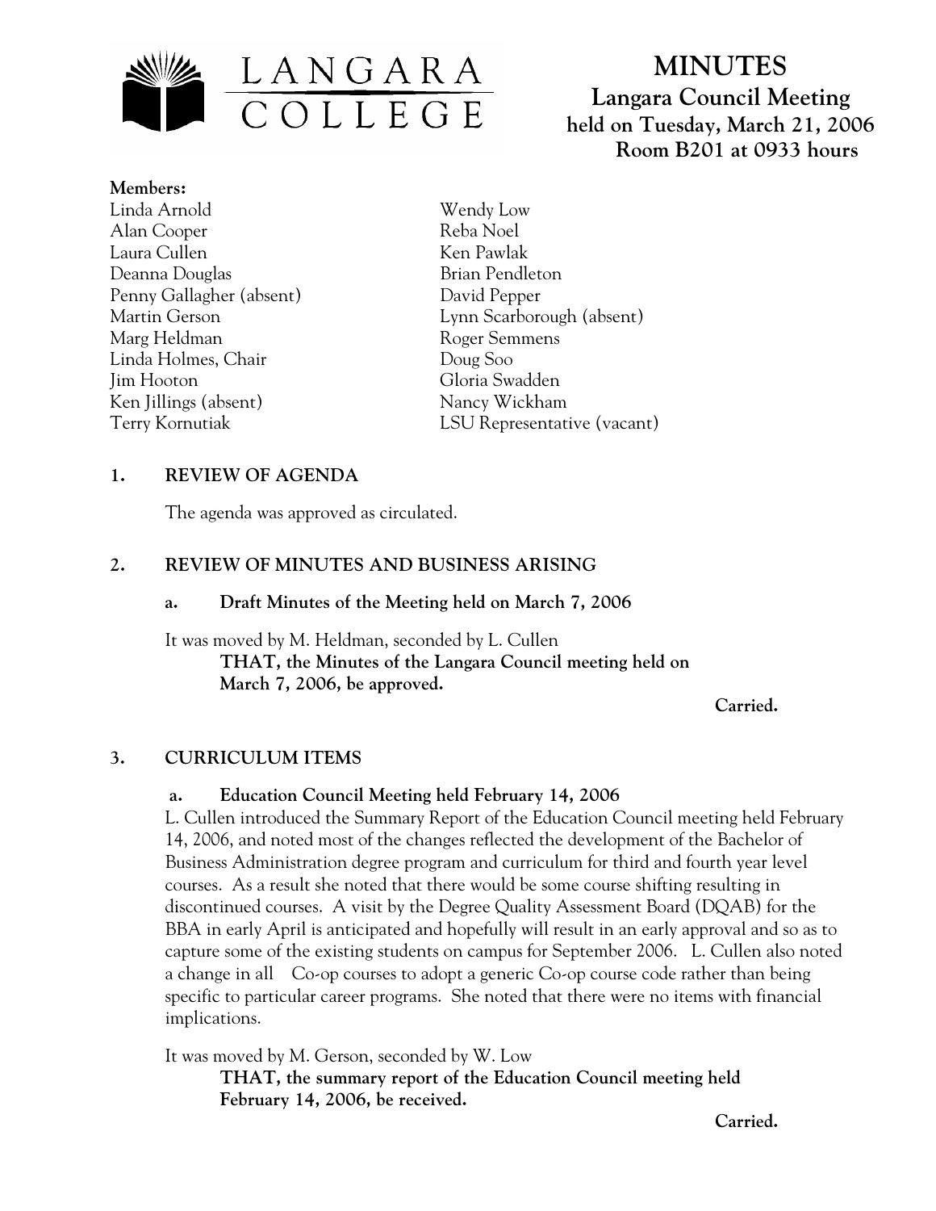LANGARA COLLEGE

# MINUTES

## Langara Council Meeting
## held on Tuesday, March 21, 2006
## Room B201 at 0933 hours

**Members:**

Linda Arnold
Alan Cooper
Laura Cullen
Deanna Douglas
Penny Gallagher (absent)
Martin Gerson
Marg Heldman
Linda Holmes, Chair
Jim Hooton
Ken Jillings (absent)
Terry Kornutiak
Wendy Low
Reba Noel
Ken Pawlak
Brian Pendleton
David Pepper
Lynn Scarborough (absent)
Roger Semmens
Doug Soo
Gloria Swadden
Nancy Wickham
LSU Representative (vacant)

### 1. REVIEW OF AGENDA

The agenda was approved as circulated.

### 2. REVIEW OF MINUTES AND BUSINESS ARISING

#### a. Draft Minutes of the Meeting held on March 7, 2006

It was moved by M. Heldman, seconded by L. Cullen

**THAT, the Minutes of the Langara Council meeting held on March 7, 2006, be approved.**

**Carried.**

### 3. CURRICULUM ITEMS

#### a. Education Council Meeting held February 14, 2006

L. Cullen introduced the Summary Report of the Education Council meeting held February 14, 2006, and noted most of the changes reflected the development of the Bachelor of Business Administration degree program and curriculum for third and fourth year level courses. As a result she noted that there would be some course shifting resulting in discontinued courses. A visit by the Degree Quality Assessment Board (DQAB) for the BBA in early April is anticipated and hopefully will result in an early approval and so as to capture some of the existing students on campus for September 2006. L. Cullen also noted a change in all Co-op courses to adopt a generic Co-op course code rather than being specific to particular career programs. She noted that there were no items with financial implications.

It was moved by M. Gerson, seconded by W. Low

**THAT, the summary report of the Education Council meeting held February 14, 2006, be received.**

**Carried.**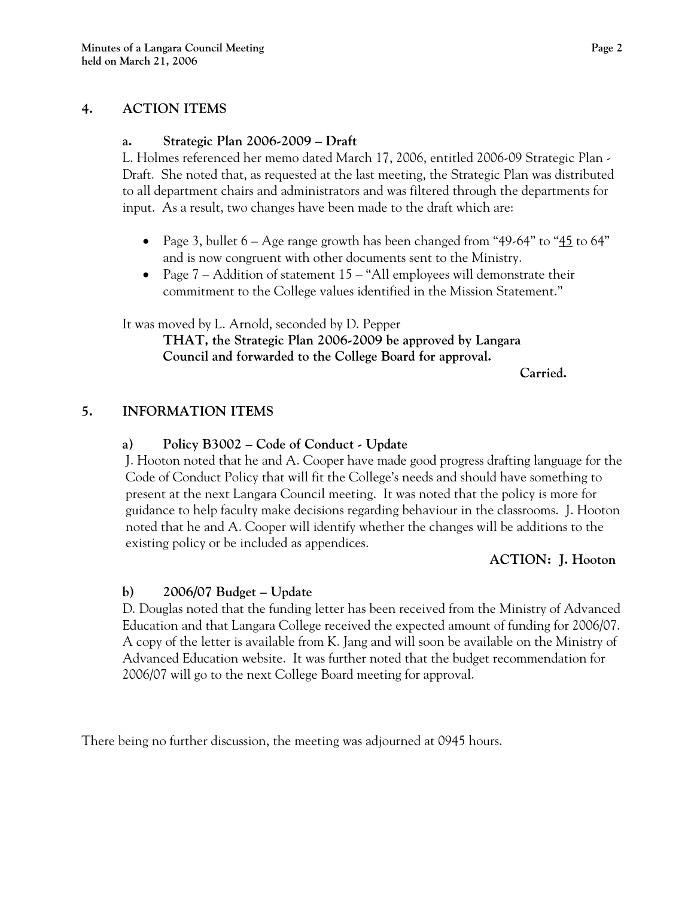## 4. ACTION ITEMS

### a. Strategic Plan 2006-2009 – Draft

L. Holmes referenced her memo dated March 17, 2006, entitled 2006-09 Strategic Plan - Draft. She noted that, as requested at the last meeting, the Strategic Plan was distributed to all department chairs and administrators and was filtered through the departments for input. As a result, two changes have been made to the draft which are:

- Page 3, bullet 6 – Age range growth has been changed from "49-64" to "<u>45</u> to 64" and is now congruent with other documents sent to the Ministry.
- Page 7 – Addition of statement 15 – "All employees will demonstrate their commitment to the College values identified in the Mission Statement."

It was moved by L. Arnold, seconded by D. Pepper

**THAT, the Strategic Plan 2006-2009 be approved by Langara Council and forwarded to the College Board for approval.**

**Carried.**

## 5. INFORMATION ITEMS

### a) Policy B3002 – Code of Conduct - Update

J. Hooton noted that he and A. Cooper have made good progress drafting language for the Code of Conduct Policy that will fit the College's needs and should have something to present at the next Langara Council meeting. It was noted that the policy is more for guidance to help faculty make decisions regarding behaviour in the classrooms. J. Hooton noted that he and A. Cooper will identify whether the changes will be additions to the existing policy or be included as appendices.

**ACTION: J. Hooton**

### b) 2006/07 Budget – Update

D. Douglas noted that the funding letter has been received from the Ministry of Advanced Education and that Langara College received the expected amount of funding for 2006/07. A copy of the letter is available from K. Jang and will soon be available on the Ministry of Advanced Education website. It was further noted that the budget recommendation for 2006/07 will go to the next College Board meeting for approval.

There being no further discussion, the meeting was adjourned at 0945 hours.